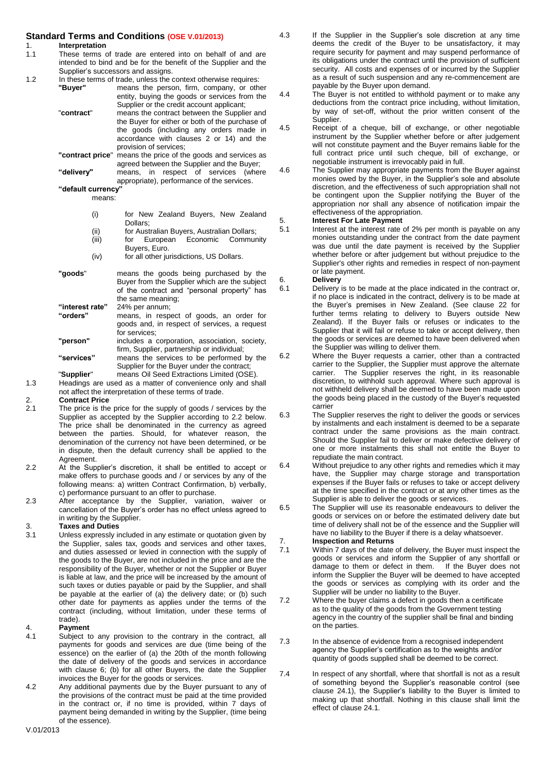# Standard Terms and Conditions (OSE V.01/2013)

**1. Interpretation**

1.1 These terms of trade are entered into on behalf of and are intended to bind and be for the benefit of the Supplier and the Supplier's successors and assigns.

1.2 In these terms of trade, unless the context otherwise requires:

**"Buyer"** means the person, firm, company, or other entity, buying the goods or services from the Supplier or the credit account applicant;

"**contract**" means the contract between the Supplier and the Buyer for either or both of the purchase of the goods (including any orders made in accordance with clauses 2 or 14) and the provision of services;

**"contract price**" means the price of the goods and services as agreed between the Supplier and the Buyer;

**"delivery"** means, in respect of services (where appropriate), performance of the services.

**"default currency"** means:

(i) for New Zealand Buyers, New Zealand Dollars;
(ii) for Australian Buyers, Australian Dollars;
(iii) for European Economic Community Buyers, Euro.
(iv) for all other jurisdictions, US Dollars.

**"goods**" means the goods being purchased by the Buyer from the Supplier which are the subject of the contract and "personal property" has the same meaning;

**"interest rate"** 24% per annum;

**"orders"** means, in respect of goods, an order for goods and, in respect of services, a request for services;

**"person"** includes a corporation, association, society, firm, Supplier, partnership or individual;

**"services"** means the services to be performed by the Supplier for the Buyer under the contract;

"**Supplier**" means Oil Seed Extractions Limited (OSE).

1.3 Headings are used as a matter of convenience only and shall not affect the interpretation of these terms of trade.

**2. Contract Price**

2.1 The price is the price for the supply of goods / services by the Supplier as accepted by the Supplier according to 2.2 below. The price shall be denominated in the currency as agreed between the parties. Should, for whatever reason, the denomination of the currency not have been determined, or be in dispute, then the default currency shall be applied to the Agreement.

2.2 At the Supplier's discretion, it shall be entitled to accept or make offers to purchase goods and / or services by any of the following means: a) written Contract Confirmation, b) verbally, c) performance pursuant to an offer to purchase.

2.3 After acceptance by the Supplier, variation, waiver or cancellation of the Buyer's order has no effect unless agreed to in writing by the Supplier.

**3. Taxes and Duties**

3.1 Unless expressly included in any estimate or quotation given by the Supplier, sales tax, goods and services and other taxes, and duties assessed or levied in connection with the supply of the goods to the Buyer, are not included in the price and are the responsibility of the Buyer, whether or not the Supplier or Buyer is liable at law, and the price will be increased by the amount of such taxes or duties payable or paid by the Supplier, and shall be payable at the earlier of (a) the delivery date; or (b) such other date for payments as applies under the terms of the contract (including, without limitation, under these terms of trade).

**4. Payment**

4.1 Subject to any provision to the contrary in the contract, all payments for goods and services are due (time being of the essence) on the earlier of (a) the 20th of the month following the date of delivery of the goods and services in accordance with clause 6; (b) for all other Buyers, the date the Supplier invoices the Buyer for the goods or services.

4.2 Any additional payments due by the Buyer pursuant to any of the provisions of the contract must be paid at the time provided in the contract or, if no time is provided, within 7 days of payment being demanded in writing by the Supplier, (time being of the essence).

4.3 If the Supplier in the Supplier's sole discretion at any time deems the credit of the Buyer to be unsatisfactory, it may require security for payment and may suspend performance of its obligations under the contract until the provision of sufficient security. All costs and expenses of or incurred by the Supplier as a result of such suspension and any re-commencement are payable by the Buyer upon demand.

4.4 The Buyer is not entitled to withhold payment or to make any deductions from the contract price including, without limitation, by way of set-off, without the prior written consent of the Supplier.

4.5 Receipt of a cheque, bill of exchange, or other negotiable instrument by the Supplier whether before or after judgement will not constitute payment and the Buyer remains liable for the full contract price until such cheque, bill of exchange, or negotiable instrument is irrevocably paid in full.

4.6 The Supplier may appropriate payments from the Buyer against monies owed by the Buyer, in the Supplier's sole and absolute discretion, and the effectiveness of such appropriation shall not be contingent upon the Supplier notifying the Buyer of the appropriation nor shall any absence of notification impair the effectiveness of the appropriation.

**5. Interest For Late Payment**

5.1 Interest at the interest rate of 2% per month is payable on any monies outstanding under the contract from the date payment was due until the date payment is received by the Supplier whether before or after judgement but without prejudice to the Supplier's other rights and remedies in respect of non-payment or late payment.

**6. Delivery**

6.1 Delivery is to be made at the place indicated in the contract or, if no place is indicated in the contract, delivery is to be made at the Buyer's premises in New Zealand. (See clause 22 for further terms relating to delivery to Buyers outside New Zealand). If the Buyer fails or refuses or indicates to the Supplier that it will fail or refuse to take or accept delivery, then the goods or services are deemed to have been delivered when the Supplier was willing to deliver them.

6.2 Where the Buyer requests a carrier, other than a contracted carrier to the Supplier, the Supplier must approve the alternate carrier. The Supplier reserves the right, in its reasonable discretion, to withhold such approval. Where such approval is not withheld delivery shall be deemed to have been made upon the goods being placed in the custody of the Buyer's requested carrier

6.3 The Supplier reserves the right to deliver the goods or services by instalments and each instalment is deemed to be a separate contract under the same provisions as the main contract. Should the Supplier fail to deliver or make defective delivery of one or more instalments this shall not entitle the Buyer to repudiate the main contract.

6.4 Without prejudice to any other rights and remedies which it may have, the Supplier may charge storage and transportation expenses if the Buyer fails or refuses to take or accept delivery at the time specified in the contract or at any other times as the Supplier is able to deliver the goods or services.

6.5 The Supplier will use its reasonable endeavours to deliver the goods or services on or before the estimated delivery date but time of delivery shall not be of the essence and the Supplier will have no liability to the Buyer if there is a delay whatsoever.

**7. Inspection and Returns**

7.1 Within 7 days of the date of delivery, the Buyer must inspect the goods or services and inform the Supplier of any shortfall or damage to them or defect in them. If the Buyer does not inform the Supplier the Buyer will be deemed to have accepted the goods or services as complying with its order and the Supplier will be under no liability to the Buyer.

7.2 Where the buyer claims a defect in goods then a certificate as to the quality of the goods from the Government testing agency in the country of the supplier shall be final and binding on the parties.

7.3 In the absence of evidence from a recognised independent agency the Supplier's certification as to the weights and/or quantity of goods supplied shall be deemed to be correct.

7.4 In respect of any shortfall, where that shortfall is not as a result of something beyond the Supplier's reasonable control (see clause 24.1), the Supplier's liability to the Buyer is limited to making up that shortfall. Nothing in this clause shall limit the effect of clause 24.1.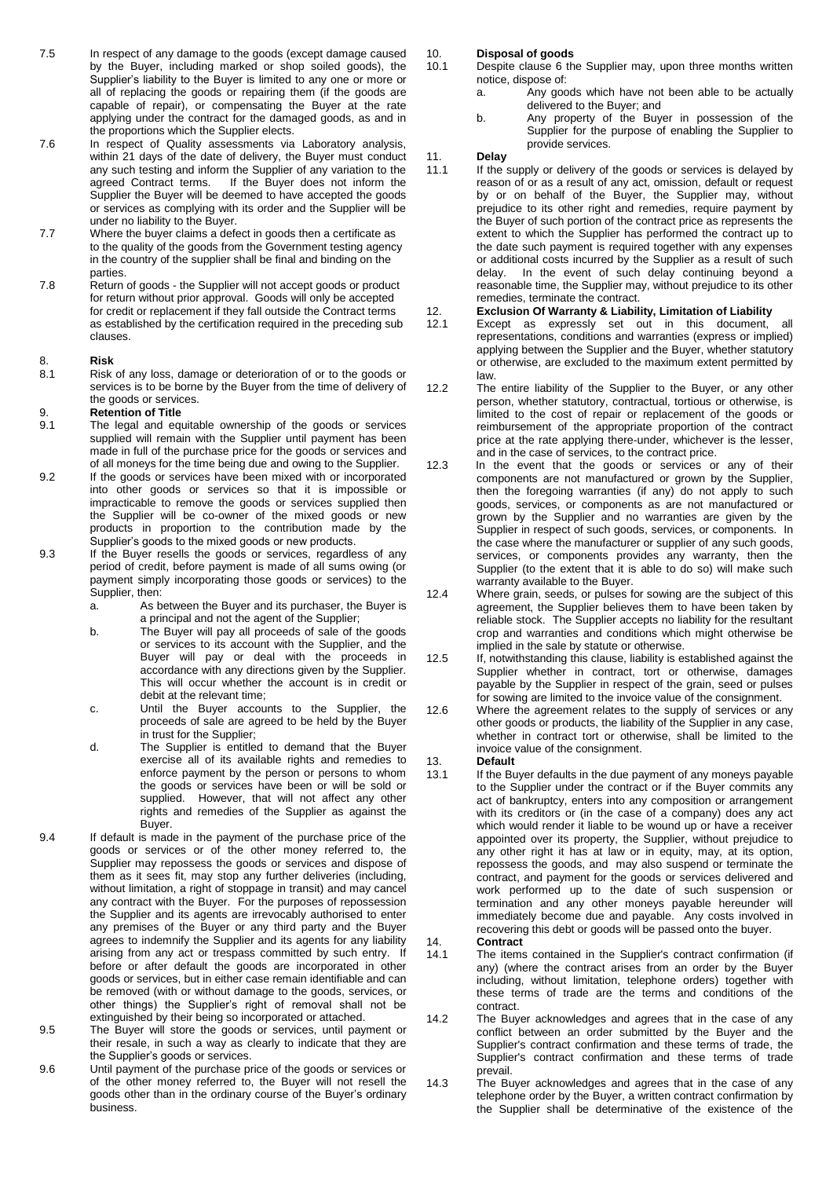7.5 In respect of any damage to the goods (except damage caused by the Buyer, including marked or shop soiled goods), the Supplier's liability to the Buyer is limited to any one or more or all of replacing the goods or repairing them (if the goods are capable of repair), or compensating the Buyer at the rate applying under the contract for the damaged goods, as and in the proportions which the Supplier elects.

7.6 In respect of Quality assessments via Laboratory analysis, within 21 days of the date of delivery, the Buyer must conduct any such testing and inform the Supplier of any variation to the agreed Contract terms. If the Buyer does not inform the Supplier the Buyer will be deemed to have accepted the goods or services as complying with its order and the Supplier will be under no liability to the Buyer.

7.7 Where the buyer claims a defect in goods then a certificate as to the quality of the goods from the Government testing agency in the country of the supplier shall be final and binding on the parties.

7.8 Return of goods - the Supplier will not accept goods or product for return without prior approval. Goods will only be accepted for credit or replacement if they fall outside the Contract terms as established by the certification required in the preceding sub clauses.

## 8. Risk

8.1 Risk of any loss, damage or deterioration of or to the goods or services is to be borne by the Buyer from the time of delivery of the goods or services.

## 9. Retention of Title

9.1 The legal and equitable ownership of the goods or services supplied will remain with the Supplier until payment has been made in full of the purchase price for the goods or services and of all moneys for the time being due and owing to the Supplier.

9.2 If the goods or services have been mixed with or incorporated into other goods or services so that it is impossible or impracticable to remove the goods or services supplied then the Supplier will be co-owner of the mixed goods or new products in proportion to the contribution made by the Supplier's goods to the mixed goods or new products.

9.3 If the Buyer resells the goods or services, regardless of any period of credit, before payment is made of all sums owing (or payment simply incorporating those goods or services) to the Supplier, then:

a. As between the Buyer and its purchaser, the Buyer is a principal and not the agent of the Supplier;

b. The Buyer will pay all proceeds of sale of the goods or services to its account with the Supplier, and the Buyer will pay or deal with the proceeds in accordance with any directions given by the Supplier. This will occur whether the account is in credit or debit at the relevant time;

c. Until the Buyer accounts to the Supplier, the proceeds of sale are agreed to be held by the Buyer in trust for the Supplier;

d. The Supplier is entitled to demand that the Buyer exercise all of its available rights and remedies to enforce payment by the person or persons to whom the goods or services have been or will be sold or supplied. However, that will not affect any other rights and remedies of the Supplier as against the Buyer.

9.4 If default is made in the payment of the purchase price of the goods or services or of the other money referred to, the Supplier may repossess the goods or services and dispose of them as it sees fit, may stop any further deliveries (including, without limitation, a right of stoppage in transit) and may cancel any contract with the Buyer. For the purposes of repossession the Supplier and its agents are irrevocably authorised to enter any premises of the Buyer or any third party and the Buyer agrees to indemnify the Supplier and its agents for any liability arising from any act or trespass committed by such entry. If before or after default the goods are incorporated in other goods or services, but in either case remain identifiable and can be removed (with or without damage to the goods, services, or other things) the Supplier's right of removal shall not be extinguished by their being so incorporated or attached.

9.5 The Buyer will store the goods or services, until payment or their resale, in such a way as clearly to indicate that they are the Supplier's goods or services.

9.6 Until payment of the purchase price of the goods or services or of the other money referred to, the Buyer will not resell the goods other than in the ordinary course of the Buyer's ordinary business.

## 10. Disposal of goods

10.1 Despite clause 6 the Supplier may, upon three months written notice, dispose of:

a. Any goods which have not been able to be actually delivered to the Buyer; and

b. Any property of the Buyer in possession of the Supplier for the purpose of enabling the Supplier to provide services.

## 11. Delay

11.1 If the supply or delivery of the goods or services is delayed by reason of or as a result of any act, omission, default or request by or on behalf of the Buyer, the Supplier may, without prejudice to its other right and remedies, require payment by the Buyer of such portion of the contract price as represents the extent to which the Supplier has performed the contract up to the date such payment is required together with any expenses or additional costs incurred by the Supplier as a result of such delay. In the event of such delay continuing beyond a reasonable time, the Supplier may, without prejudice to its other remedies, terminate the contract.

## 12. Exclusion Of Warranty & Liability, Limitation of Liability

12.1 Except as expressly set out in this document, all representations, conditions and warranties (express or implied) applying between the Supplier and the Buyer, whether statutory or otherwise, are excluded to the maximum extent permitted by law.

12.2 The entire liability of the Supplier to the Buyer, or any other person, whether statutory, contractual, tortious or otherwise, is limited to the cost of repair or replacement of the goods or reimbursement of the appropriate proportion of the contract price at the rate applying there-under, whichever is the lesser, and in the case of services, to the contract price.

12.3 In the event that the goods or services or any of their components are not manufactured or grown by the Supplier, then the foregoing warranties (if any) do not apply to such goods, services, or components as are not manufactured or grown by the Supplier and no warranties are given by the Supplier in respect of such goods, services, or components. In the case where the manufacturer or supplier of any such goods, services, or components provides any warranty, then the Supplier (to the extent that it is able to do so) will make such warranty available to the Buyer.

12.4 Where grain, seeds, or pulses for sowing are the subject of this agreement, the Supplier believes them to have been taken by reliable stock. The Supplier accepts no liability for the resultant crop and warranties and conditions which might otherwise be implied in the sale by statute or otherwise.

12.5 If, notwithstanding this clause, liability is established against the Supplier whether in contract, tort or otherwise, damages payable by the Supplier in respect of the grain, seed or pulses for sowing are limited to the invoice value of the consignment.

12.6 Where the agreement relates to the supply of services or any other goods or products, the liability of the Supplier in any case, whether in contract tort or otherwise, shall be limited to the invoice value of the consignment.

## 13. Default

13.1 If the Buyer defaults in the due payment of any moneys payable to the Supplier under the contract or if the Buyer commits any act of bankruptcy, enters into any composition or arrangement with its creditors or (in the case of a company) does any act which would render it liable to be wound up or have a receiver appointed over its property, the Supplier, without prejudice to any other right it has at law or in equity, may, at its option, repossess the goods, and may also suspend or terminate the contract, and payment for the goods or services delivered and work performed up to the date of such suspension or termination and any other moneys payable hereunder will immediately become due and payable. Any costs involved in recovering this debt or goods will be passed onto the buyer.

## 14. Contract

14.1 The items contained in the Supplier's contract confirmation (if any) (where the contract arises from an order by the Buyer including, without limitation, telephone orders) together with these terms of trade are the terms and conditions of the contract.

14.2 The Buyer acknowledges and agrees that in the case of any conflict between an order submitted by the Buyer and the Supplier's contract confirmation and these terms of trade, the Supplier's contract confirmation and these terms of trade prevail.

14.3 The Buyer acknowledges and agrees that in the case of any telephone order by the Buyer, a written contract confirmation by the Supplier shall be determinative of the existence of the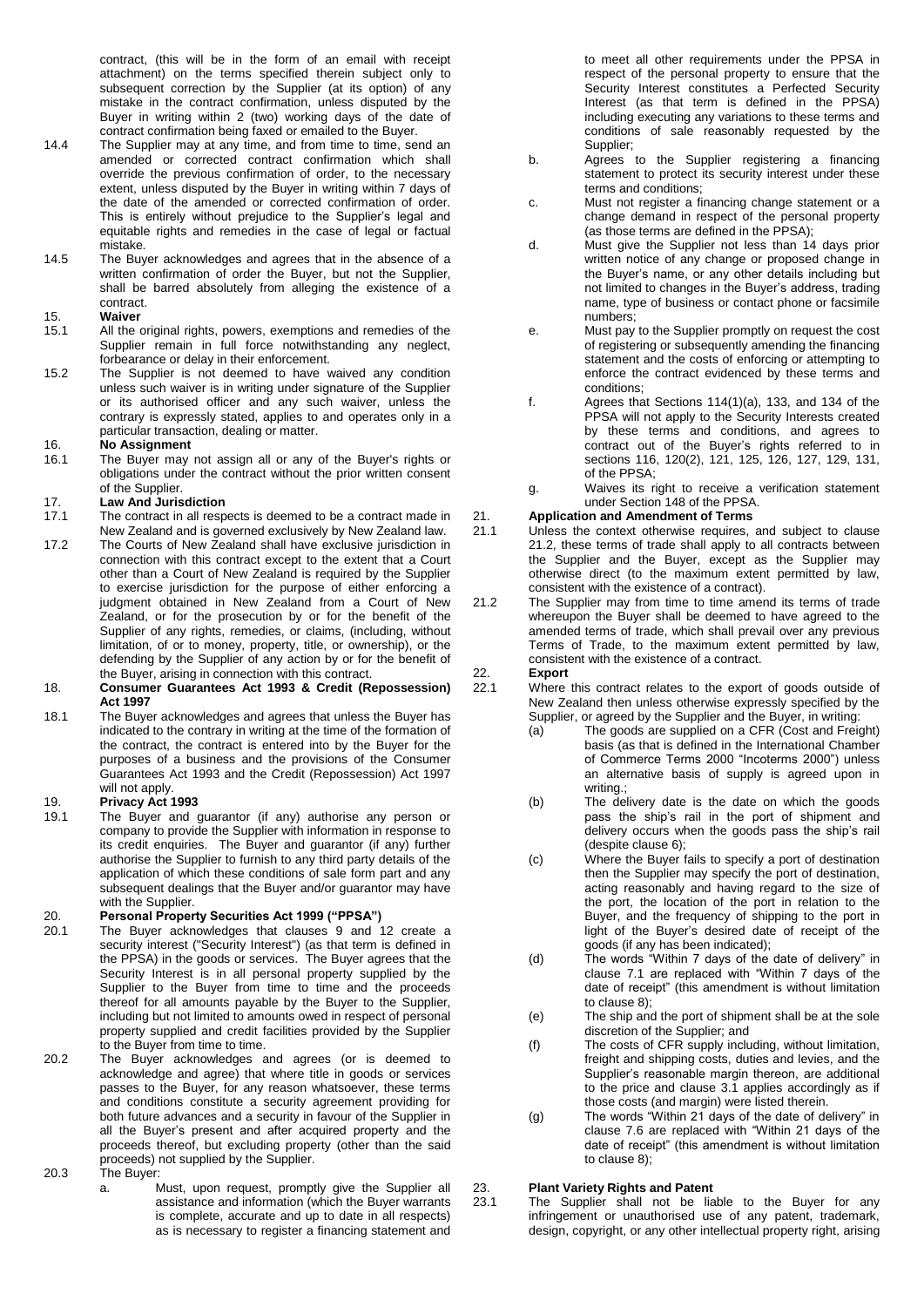contract, (this will be in the form of an email with receipt attachment) on the terms specified therein subject only to subsequent correction by the Supplier (at its option) of any mistake in the contract confirmation, unless disputed by the Buyer in writing within 2 (two) working days of the date of contract confirmation being faxed or emailed to the Buyer.

14.4 The Supplier may at any time, and from time to time, send an amended or corrected contract confirmation which shall override the previous confirmation of order, to the necessary extent, unless disputed by the Buyer in writing within 7 days of the date of the amended or corrected confirmation of order. This is entirely without prejudice to the Supplier's legal and equitable rights and remedies in the case of legal or factual mistake.

14.5 The Buyer acknowledges and agrees that in the absence of a written confirmation of order the Buyer, but not the Supplier, shall be barred absolutely from alleging the existence of a contract.

**15. Waiver**

15.1 All the original rights, powers, exemptions and remedies of the Supplier remain in full force notwithstanding any neglect, forbearance or delay in their enforcement.

15.2 The Supplier is not deemed to have waived any condition unless such waiver is in writing under signature of the Supplier or its authorised officer and any such waiver, unless the contrary is expressly stated, applies to and operates only in a particular transaction, dealing or matter.

**16. No Assignment**

16.1 The Buyer may not assign all or any of the Buyer's rights or obligations under the contract without the prior written consent of the Supplier.

**17. Law And Jurisdiction**

17.1 The contract in all respects is deemed to be a contract made in New Zealand and is governed exclusively by New Zealand law.

17.2 The Courts of New Zealand shall have exclusive jurisdiction in connection with this contract except to the extent that a Court other than a Court of New Zealand is required by the Supplier to exercise jurisdiction for the purpose of either enforcing a judgment obtained in New Zealand from a Court of New Zealand, or for the prosecution by or for the benefit of the Supplier of any rights, remedies, or claims, (including, without limitation, of or to money, property, title, or ownership), or the defending by the Supplier of any action by or for the benefit of the Buyer, arising in connection with this contract.

**18. Consumer Guarantees Act 1993 & Credit (Repossession) Act 1997**

18.1 The Buyer acknowledges and agrees that unless the Buyer has indicated to the contrary in writing at the time of the formation of the contract, the contract is entered into by the Buyer for the purposes of a business and the provisions of the Consumer Guarantees Act 1993 and the Credit (Repossession) Act 1997 will not apply.

**19. Privacy Act 1993**

19.1 The Buyer and guarantor (if any) authorise any person or company to provide the Supplier with information in response to its credit enquiries. The Buyer and guarantor (if any) further authorise the Supplier to furnish to any third party details of the application of which these conditions of sale form part and any subsequent dealings that the Buyer and/or guarantor may have with the Supplier.

**20. Personal Property Securities Act 1999 ("PPSA")**

20.1 The Buyer acknowledges that clauses 9 and 12 create a security interest ("Security Interest") (as that term is defined in the PPSA) in the goods or services. The Buyer agrees that the Security Interest is in all personal property supplied by the Supplier to the Buyer from time to time and the proceeds thereof for all amounts payable by the Buyer to the Supplier, including but not limited to amounts owed in respect of personal property supplied and credit facilities provided by the Supplier to the Buyer from time to time.

20.2 The Buyer acknowledges and agrees (or is deemed to acknowledge and agree) that where title in goods or services passes to the Buyer, for any reason whatsoever, these terms and conditions constitute a security agreement providing for both future advances and a security in favour of the Supplier in all the Buyer's present and after acquired property and the proceeds thereof, but excluding property (other than the said proceeds) not supplied by the Supplier.

20.3 The Buyer:

a. Must, upon request, promptly give the Supplier all assistance and information (which the Buyer warrants is complete, accurate and up to date in all respects) as is necessary to register a financing statement and to meet all other requirements under the PPSA in respect of the personal property to ensure that the Security Interest constitutes a Perfected Security Interest (as that term is defined in the PPSA) including executing any variations to these terms and conditions of sale reasonably requested by the Supplier;

b. Agrees to the Supplier registering a financing statement to protect its security interest under these terms and conditions;

c. Must not register a financing change statement or a change demand in respect of the personal property (as those terms are defined in the PPSA);

d. Must give the Supplier not less than 14 days prior written notice of any change or proposed change in the Buyer's name, or any other details including but not limited to changes in the Buyer's address, trading name, type of business or contact phone or facsimile numbers;

e. Must pay to the Supplier promptly on request the cost of registering or subsequently amending the financing statement and the costs of enforcing or attempting to enforce the contract evidenced by these terms and conditions;

f. Agrees that Sections 114(1)(a), 133, and 134 of the PPSA will not apply to the Security Interests created by these terms and conditions, and agrees to contract out of the Buyer's rights referred to in sections 116, 120(2), 121, 125, 126, 127, 129, 131, of the PPSA;

g. Waives its right to receive a verification statement under Section 148 of the PPSA.

**21. Application and Amendment of Terms**

21.1 Unless the context otherwise requires, and subject to clause 21.2, these terms of trade shall apply to all contracts between the Supplier and the Buyer, except as the Supplier may otherwise direct (to the maximum extent permitted by law, consistent with the existence of a contract).

21.2 The Supplier may from time to time amend its terms of trade whereupon the Buyer shall be deemed to have agreed to the amended terms of trade, which shall prevail over any previous Terms of Trade, to the maximum extent permitted by law, consistent with the existence of a contract.

**22. Export**

22.1 Where this contract relates to the export of goods outside of New Zealand then unless otherwise expressly specified by the Supplier, or agreed by the Supplier and the Buyer, in writing:

(a) The goods are supplied on a CFR (Cost and Freight) basis (as that is defined in the International Chamber of Commerce Terms 2000 "Incoterms 2000") unless an alternative basis of supply is agreed upon in writing.;

(b) The delivery date is the date on which the goods pass the ship's rail in the port of shipment and delivery occurs when the goods pass the ship's rail (despite clause 6);

(c) Where the Buyer fails to specify a port of destination then the Supplier may specify the port of destination, acting reasonably and having regard to the size of the port, the location of the port in relation to the Buyer, and the frequency of shipping to the port in light of the Buyer's desired date of receipt of the goods (if any has been indicated);

(d) The words "Within 7 days of the date of delivery" in clause 7.1 are replaced with "Within 7 days of the date of receipt" (this amendment is without limitation to clause 8);

(e) The ship and the port of shipment shall be at the sole discretion of the Supplier; and

(f) The costs of CFR supply including, without limitation, freight and shipping costs, duties and levies, and the Supplier's reasonable margin thereon, are additional to the price and clause 3.1 applies accordingly as if those costs (and margin) were listed therein.

(g) The words "Within 21 days of the date of delivery" in clause 7.6 are replaced with "Within 21 days of the date of receipt" (this amendment is without limitation to clause 8);

**23. Plant Variety Rights and Patent**

23.1 The Supplier shall not be liable to the Buyer for any infringement or unauthorised use of any patent, trademark, design, copyright, or any other intellectual property right, arising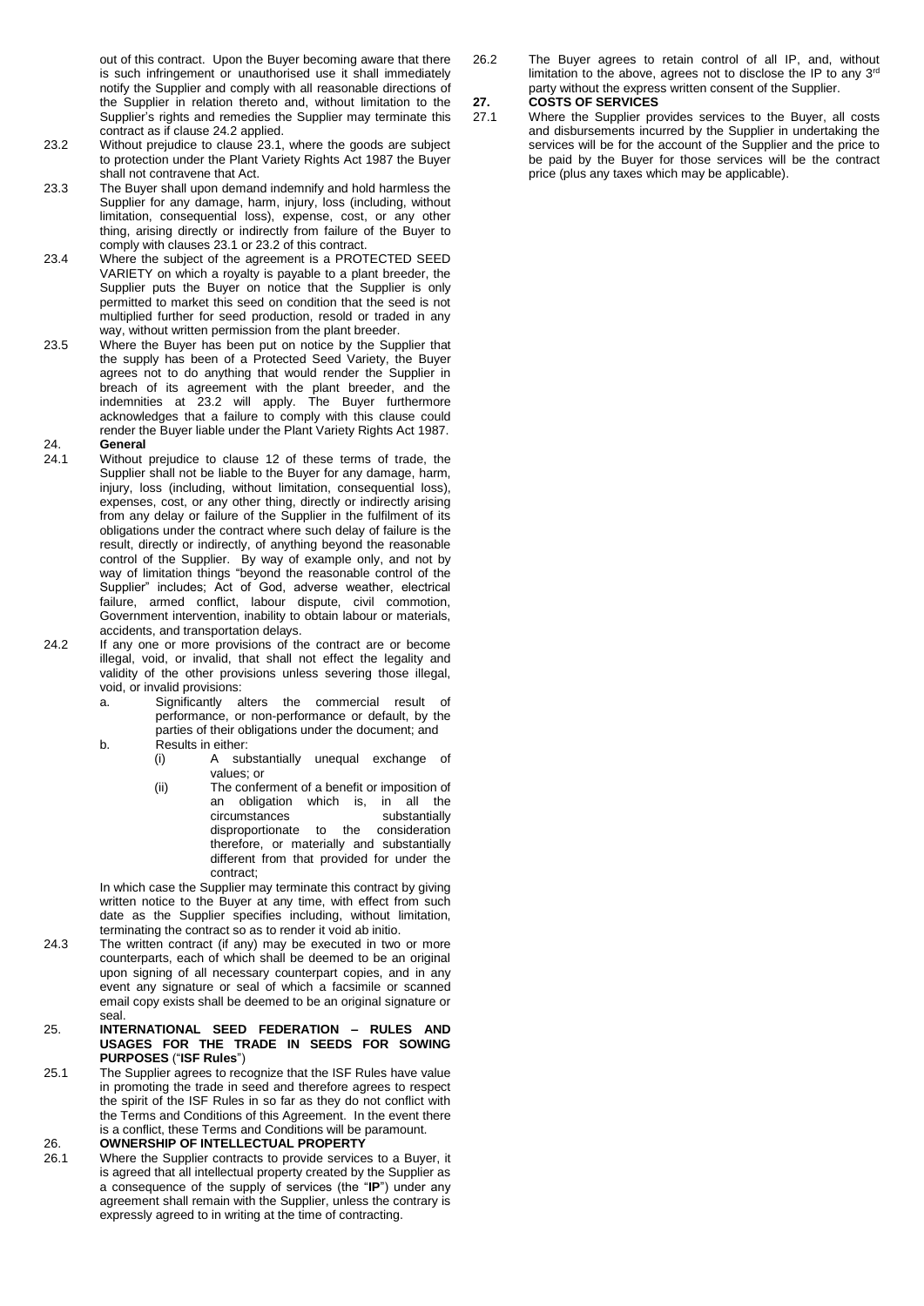out of this contract. Upon the Buyer becoming aware that there is such infringement or unauthorised use it shall immediately notify the Supplier and comply with all reasonable directions of the Supplier in relation thereto and, without limitation to the Supplier's rights and remedies the Supplier may terminate this contract as if clause 24.2 applied.

23.2 Without prejudice to clause 23.1, where the goods are subject to protection under the Plant Variety Rights Act 1987 the Buyer shall not contravene that Act.

23.3 The Buyer shall upon demand indemnify and hold harmless the Supplier for any damage, harm, injury, loss (including, without limitation, consequential loss), expense, cost, or any other thing, arising directly or indirectly from failure of the Buyer to comply with clauses 23.1 or 23.2 of this contract.

23.4 Where the subject of the agreement is a PROTECTED SEED VARIETY on which a royalty is payable to a plant breeder, the Supplier puts the Buyer on notice that the Supplier is only permitted to market this seed on condition that the seed is not multiplied further for seed production, resold or traded in any way, without written permission from the plant breeder.

23.5 Where the Buyer has been put on notice by the Supplier that the supply has been of a Protected Seed Variety, the Buyer agrees not to do anything that would render the Supplier in breach of its agreement with the plant breeder, and the indemnities at 23.2 will apply. The Buyer furthermore acknowledges that a failure to comply with this clause could render the Buyer liable under the Plant Variety Rights Act 1987.

## 24. General

24.1 Without prejudice to clause 12 of these terms of trade, the Supplier shall not be liable to the Buyer for any damage, harm, injury, loss (including, without limitation, consequential loss), expenses, cost, or any other thing, directly or indirectly arising from any delay or failure of the Supplier in the fulfilment of its obligations under the contract where such delay of failure is the result, directly or indirectly, of anything beyond the reasonable control of the Supplier. By way of example only, and not by way of limitation things "beyond the reasonable control of the Supplier" includes; Act of God, adverse weather, electrical failure, armed conflict, labour dispute, civil commotion, Government intervention, inability to obtain labour or materials, accidents, and transportation delays.

24.2 If any one or more provisions of the contract are or become illegal, void, or invalid, that shall not effect the legality and validity of the other provisions unless severing those illegal, void, or invalid provisions:

a. Significantly alters the commercial result of performance, or non-performance or default, by the parties of their obligations under the document; and

b. Results in either:

(i) A substantially unequal exchange of values; or

(ii) The conferment of a benefit or imposition of an obligation which is, in all the circumstances substantially disproportionate to the consideration therefore, or materially and substantially different from that provided for under the contract;

In which case the Supplier may terminate this contract by giving written notice to the Buyer at any time, with effect from such date as the Supplier specifies including, without limitation, terminating the contract so as to render it void ab initio.

24.3 The written contract (if any) may be executed in two or more counterparts, each of which shall be deemed to be an original upon signing of all necessary counterpart copies, and in any event any signature or seal of which a facsimile or scanned email copy exists shall be deemed to be an original signature or seal.

## 25. INTERNATIONAL SEED FEDERATION – RULES AND USAGES FOR THE TRADE IN SEEDS FOR SOWING PURPOSES ("ISF Rules")

25.1 The Supplier agrees to recognize that the ISF Rules have value in promoting the trade in seed and therefore agrees to respect the spirit of the ISF Rules in so far as they do not conflict with the Terms and Conditions of this Agreement. In the event there is a conflict, these Terms and Conditions will be paramount.

## 26. OWNERSHIP OF INTELLECTUAL PROPERTY

26.1 Where the Supplier contracts to provide services to a Buyer, it is agreed that all intellectual property created by the Supplier as a consequence of the supply of services (the "**IP**") under any agreement shall remain with the Supplier, unless the contrary is expressly agreed to in writing at the time of contracting.

26.2 The Buyer agrees to retain control of all IP, and, without limitation to the above, agrees not to disclose the IP to any 3rd party without the express written consent of the Supplier.

## 27. COSTS OF SERVICES

27.1 Where the Supplier provides services to the Buyer, all costs and disbursements incurred by the Supplier in undertaking the services will be for the account of the Supplier and the price to be paid by the Buyer for those services will be the contract price (plus any taxes which may be applicable).